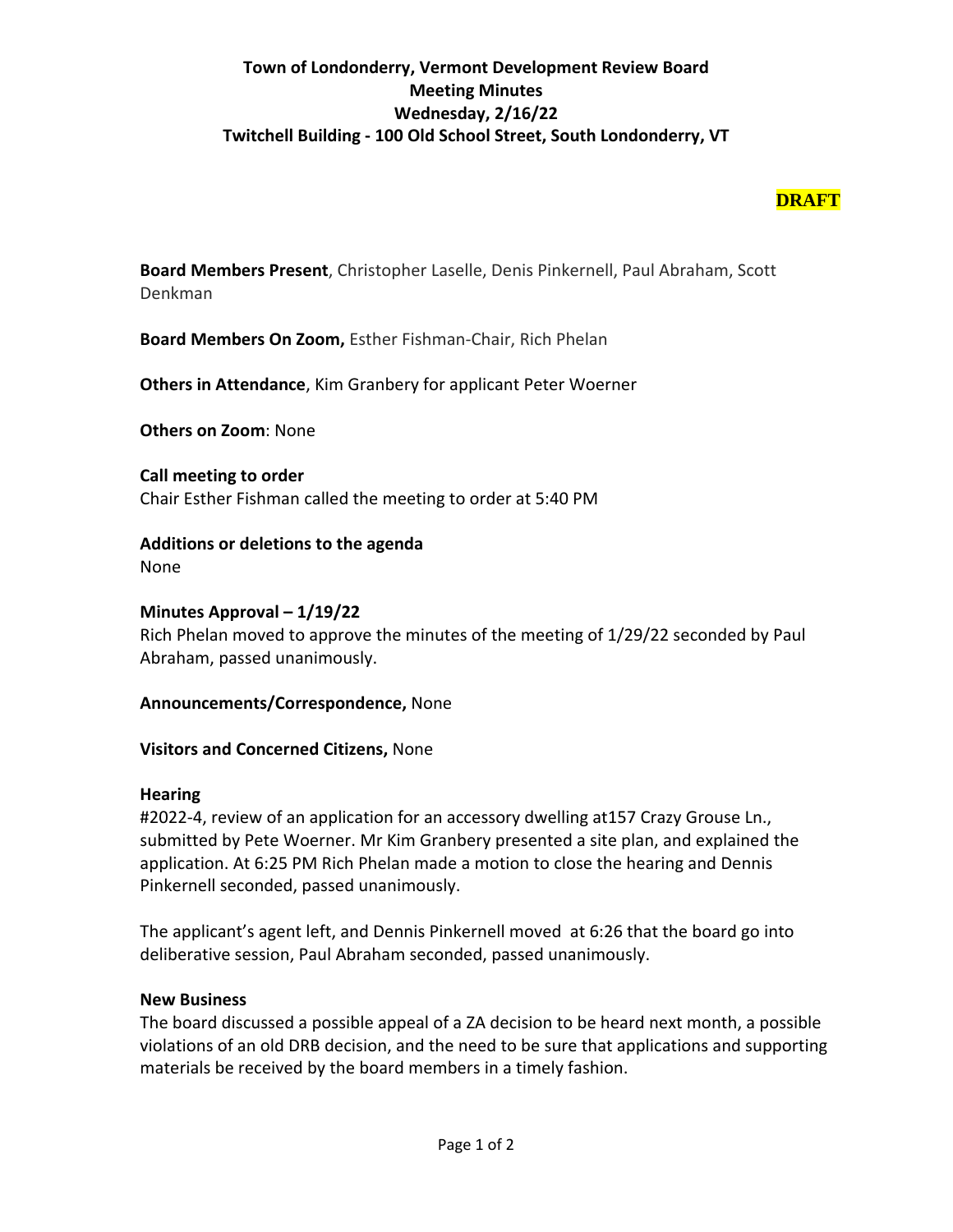# Town of Londonderry, Vermont Development Review Board
## Meeting Minutes
### Wednesday, 2/16/22
### Twitchell Building - 100 Old School Street, South Londonderry, VT

**DRAFT**

**Board Members Present**, Christopher Laselle, Denis Pinkernell, Paul Abraham, Scott Denkman

**Board Members On Zoom,** Esther Fishman-Chair, Rich Phelan

**Others in Attendance**, Kim Granbery for applicant Peter Woerner

**Others on Zoom**: None

**Call meeting to order**
Chair Esther Fishman called the meeting to order at 5:40 PM

**Additions or deletions to the agenda**
None

**Minutes Approval – 1/19/22**
Rich Phelan moved to approve the minutes of the meeting of 1/29/22 seconded by Paul Abraham, passed unanimously.

**Announcements/Correspondence,** None

**Visitors and Concerned Citizens,** None

**Hearing**
#2022-4, review of an application for an accessory dwelling at157 Crazy Grouse Ln., submitted by Pete Woerner. Mr Kim Granbery presented a site plan, and explained the application. At 6:25 PM Rich Phelan made a motion to close the hearing and Dennis Pinkernell seconded, passed unanimously.

The applicant's agent left, and Dennis Pinkernell moved at 6:26 that the board go into deliberative session, Paul Abraham seconded, passed unanimously.

**New Business**
The board discussed a possible appeal of a ZA decision to be heard next month, a possible violations of an old DRB decision, and the need to be sure that applications and supporting materials be received by the board members in a timely fashion.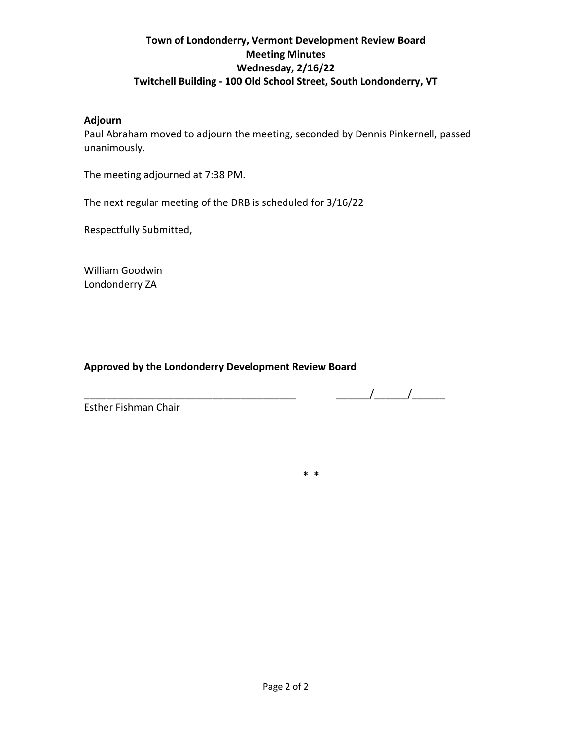**Town of Londonderry, Vermont Development Review Board**
**Meeting Minutes**
**Wednesday, 2/16/22**
**Twitchell Building - 100 Old School Street, South Londonderry, VT**

### Adjourn

Paul Abraham moved to adjourn the meeting, seconded by Dennis Pinkernell, passed unanimously.

The meeting adjourned at 7:38 PM.

The next regular meeting of the DRB is scheduled for 3/16/22

Respectfully Submitted,

William Goodwin
Londonderry ZA

**Approved by the Londonderry Development Review Board**

_____________________________________ ______/______/______
Esther Fishman Chair

* *